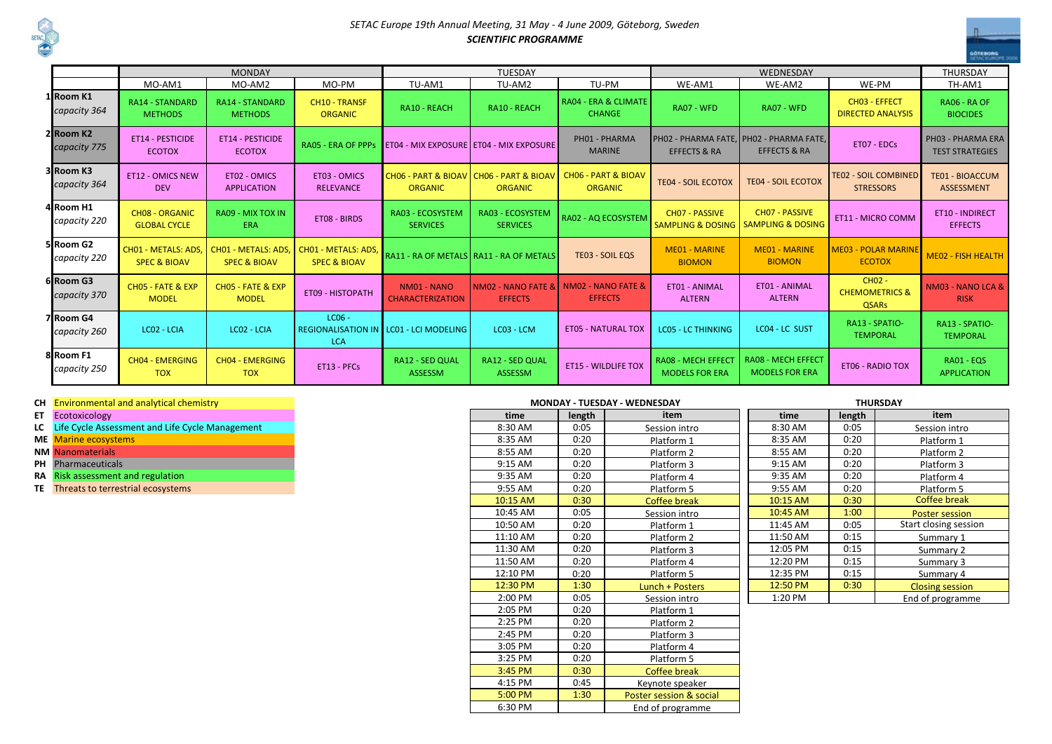*SETAC Europe 19th Annual Meeting, 31 May - 4 June 2009, Göteborg, Sweden*

***SCIENTIFIC PROGRAMME***

| | MONDAY | | | TUESDAY | | | WEDNESDAY | | | THURSDAY |
|---|---|---|---|---|---|---|---|---|---|---|
| | MO-AM1 | MO-AM2 | MO-PM | TU-AM1 | TU-AM2 | TU-PM | WE-AM1 | WE-AM2 | WE-PM | TH-AM1 |
| 1 **Room K1** *capacity 364* | RA14 - STANDARD METHODS | RA14 - STANDARD METHODS | CH10 - TRANSF ORGANIC | RA10 - REACH | RA10 - REACH | RA04 - ERA & CLIMATE CHANGE | RA07 - WFD | RA07 - WFD | CH03 - EFFECT DIRECTED ANALYSIS | RA06 - RA OF BIOCIDES |
| 2 **Room K2** *capacity 775* | ET14 - PESTICIDE ECOTOX | ET14 - PESTICIDE ECOTOX | RA05 - ERA OF PPPs | ET04 - MIX EXPOSURE | ET04 - MIX EXPOSURE | PH01 - PHARMA MARINE | PH02 - PHARMA FATE, EFFECTS & RA | PH02 - PHARMA FATE, EFFECTS & RA | ET07 - EDCs | PH03 - PHARMA ERA TEST STRATEGIES |
| 3 **Room K3** *capacity 364* | ET12 - OMICS NEW DEV | ET02 - OMICS APPLICATION | ET03 - OMICS RELEVANCE | CH06 - PART & BIOAV ORGANIC | CH06 - PART & BIOAV ORGANIC | CH06 - PART & BIOAV ORGANIC | TE04 - SOIL ECOTOX | TE04 - SOIL ECOTOX | TE02 - SOIL COMBINED STRESSORS | TE01 - BIOACCUM ASSESSMENT |
| 4 **Room H1** *capacity 220* | CH08 - ORGANIC GLOBAL CYCLE | RA09 - MIX TOX IN ERA | ET08 - BIRDS | RA03 - ECOSYSTEM SERVICES | RA03 - ECOSYSTEM SERVICES | RA02 - AQ ECOSYSTEM | CH07 - PASSIVE SAMPLING & DOSING | CH07 - PASSIVE SAMPLING & DOSING | ET11 - MICRO COMM | ET10 - INDIRECT EFFECTS |
| 5 **Room G2** *capacity 220* | CH01 - METALS: ADS, SPEC & BIOAV | CH01 - METALS: ADS, SPEC & BIOAV | CH01 - METALS: ADS, SPEC & BIOAV | RA11 - RA OF METALS | RA11 - RA OF METALS | TE03 - SOIL EQS | ME01 - MARINE BIOMON | ME01 - MARINE BIOMON | ME03 - POLAR MARINE ECOTOX | ME02 - FISH HEALTH |
| 6 **Room G3** *capacity 370* | CH05 - FATE & EXP MODEL | CH05 - FATE & EXP MODEL | ET09 - HISTOPATH | NM01 - NANO CHARACTERIZATION | NM02 - NANO FATE & EFFECTS | NM02 - NANO FATE & EFFECTS | ET01 - ANIMAL ALTERN | ET01 - ANIMAL ALTERN | CH02 - CHEMOMETRICS & QSARs | NM03 - NANO LCA & RISK |
| 7 **Room G4** *capacity 260* | LC02 - LCIA | LC02 - LCIA | LC06 - REGIONALISATION IN LCA | LC01 - LCI MODELING | LC03 - LCM | ET05 - NATURAL TOX | LC05 - LC THINKING | LC04 - LC SUST | RA13 - SPATIO-TEMPORAL | RA13 - SPATIO-TEMPORAL |
| 8 **Room F1** *capacity 250* | CH04 - EMERGING TOX | CH04 - EMERGING TOX | ET13 - PFCs | RA12 - SED QUAL ASSESSM | RA12 - SED QUAL ASSESSM | ET15 - WILDLIFE TOX | RA08 - MECH EFFECT MODELS FOR ERA | RA08 - MECH EFFECT MODELS FOR ERA | ET06 - RADIO TOX | RA01 - EQS APPLICATION |

| | |
|---|---|
| CH | Environmental and analytical chemistry |
| ET | Ecotoxicology |
| LC | Life Cycle Assessment and Life Cycle Management |
| ME | Marine ecosystems |
| NM | Nanomaterials |
| PH | Pharmaceuticals |
| RA | Risk assessment and regulation |
| TE | Threats to terrestrial ecosystems |

**MONDAY - TUESDAY - WEDNESDAY**

| time | length | item |
|---|---|---|
| 8:30 AM | 0:05 | Session intro |
| 8:35 AM | 0:20 | Platform 1 |
| 8:55 AM | 0:20 | Platform 2 |
| 9:15 AM | 0:20 | Platform 3 |
| 9:35 AM | 0:20 | Platform 4 |
| 9:55 AM | 0:20 | Platform 5 |
| 10:15 AM | 0:30 | Coffee break |
| 10:45 AM | 0:05 | Session intro |
| 10:50 AM | 0:20 | Platform 1 |
| 11:10 AM | 0:20 | Platform 2 |
| 11:30 AM | 0:20 | Platform 3 |
| 11:50 AM | 0:20 | Platform 4 |
| 12:10 PM | 0:20 | Platform 5 |
| 12:30 PM | 1:30 | Lunch + Posters |
| 2:00 PM | 0:05 | Session intro |
| 2:05 PM | 0:20 | Platform 1 |
| 2:25 PM | 0:20 | Platform 2 |
| 2:45 PM | 0:20 | Platform 3 |
| 3:05 PM | 0:20 | Platform 4 |
| 3:25 PM | 0:20 | Platform 5 |
| 3:45 PM | 0:30 | Coffee break |
| 4:15 PM | 0:45 | Keynote speaker |
| 5:00 PM | 1:30 | Poster session & social |
| 6:30 PM | | End of programme |

**THURSDAY**

| time | length | item |
|---|---|---|
| 8:30 AM | 0:05 | Session intro |
| 8:35 AM | 0:20 | Platform 1 |
| 8:55 AM | 0:20 | Platform 2 |
| 9:15 AM | 0:20 | Platform 3 |
| 9:35 AM | 0:20 | Platform 4 |
| 9:55 AM | 0:20 | Platform 5 |
| 10:15 AM | 0:30 | Coffee break |
| 10:45 AM | 1:00 | Poster session |
| 11:45 AM | 0:05 | Start closing session |
| 11:50 AM | 0:15 | Summary 1 |
| 12:05 PM | 0:15 | Summary 2 |
| 12:20 PM | 0:15 | Summary 3 |
| 12:35 PM | 0:15 | Summary 4 |
| 12:50 PM | 0:30 | Closing session |
| 1:20 PM | | End of programme |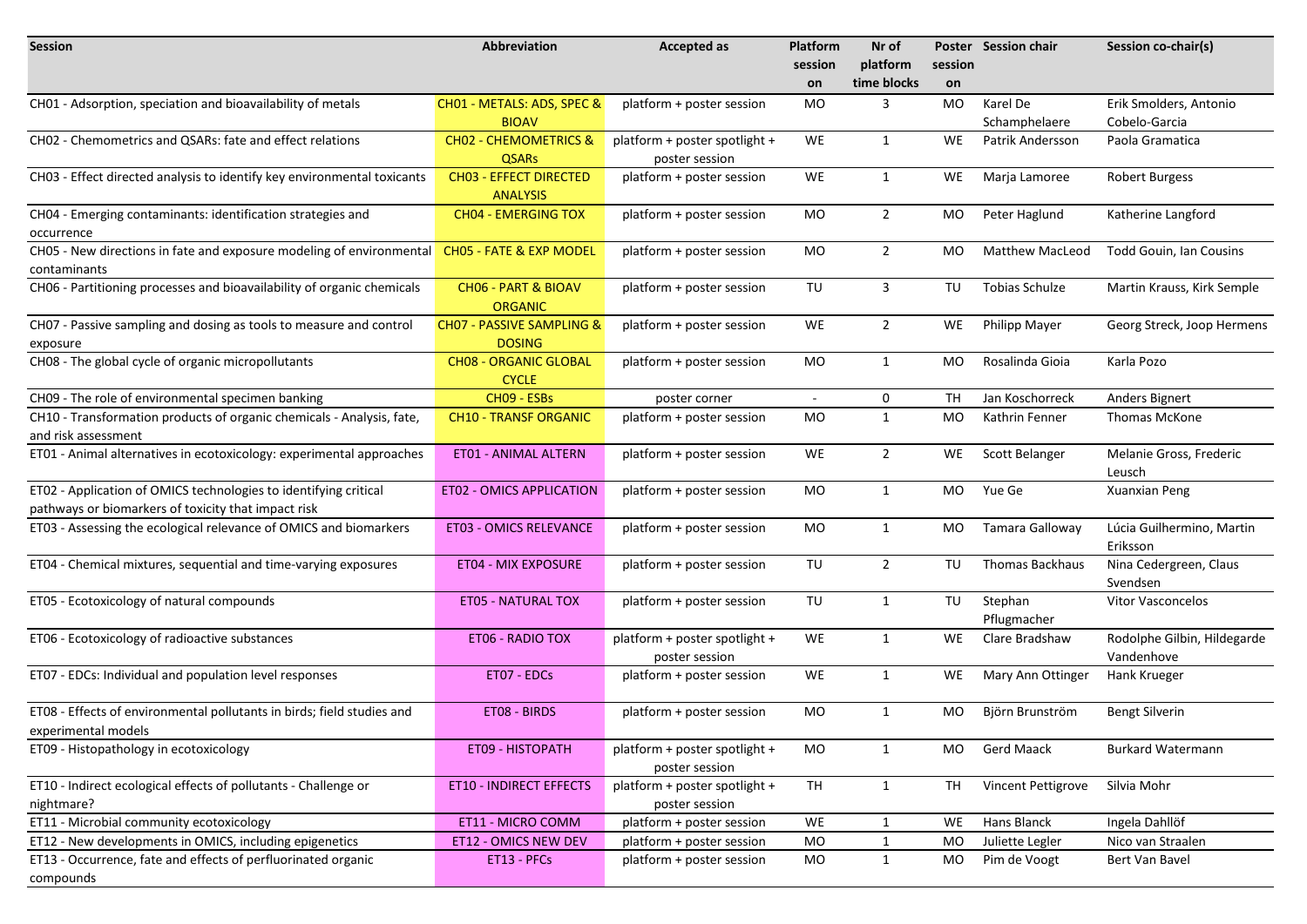| Session | Abbreviation | Accepted as | Platform session on | Nr of platform time blocks | Poster session on | Session chair | Session co-chair(s) |
|---|---|---|---|---|---|---|---|
| CH01 - Adsorption, speciation and bioavailability of metals | CH01 - METALS: ADS, SPEC & BIOAV | platform + poster session | MO | 3 | MO | Karel De Schamphelaere | Erik Smolders, Antonio Cobelo-Garcia |
| CH02 - Chemometrics and QSARs: fate and effect relations | CH02 - CHEMOMETRICS & QSARs | platform + poster spotlight + poster session | WE | 1 | WE | Patrik Andersson | Paola Gramatica |
| CH03 - Effect directed analysis to identify key environmental toxicants | CH03 - EFFECT DIRECTED ANALYSIS | platform + poster session | WE | 1 | WE | Marja Lamoree | Robert Burgess |
| CH04 - Emerging contaminants: identification strategies and occurrence | CH04 - EMERGING TOX | platform + poster session | MO | 2 | MO | Peter Haglund | Katherine Langford |
| CH05 - New directions in fate and exposure modeling of environmental contaminants | CH05 - FATE & EXP MODEL | platform + poster session | MO | 2 | MO | Matthew MacLeod | Todd Gouin, Ian Cousins |
| CH06 - Partitioning processes and bioavailability of organic chemicals | CH06 - PART & BIOAV ORGANIC | platform + poster session | TU | 3 | TU | Tobias Schulze | Martin Krauss, Kirk Semple |
| CH07 - Passive sampling and dosing as tools to measure and control exposure | CH07 - PASSIVE SAMPLING & DOSING | platform + poster session | WE | 2 | WE | Philipp Mayer | Georg Streck, Joop Hermens |
| CH08 - The global cycle of organic micropollutants | CH08 - ORGANIC GLOBAL CYCLE | platform + poster session | MO | 1 | MO | Rosalinda Gioia | Karla Pozo |
| CH09 - The role of environmental specimen banking | CH09 - ESBs | poster corner | - | 0 | TH | Jan Koschorreck | Anders Bignert |
| CH10 - Transformation products of organic chemicals - Analysis, fate, and risk assessment | CH10 - TRANSF ORGANIC | platform + poster session | MO | 1 | MO | Kathrin Fenner | Thomas McKone |
| ET01 - Animal alternatives in ecotoxicology: experimental approaches | ET01 - ANIMAL ALTERN | platform + poster session | WE | 2 | WE | Scott Belanger | Melanie Gross, Frederic Leusch |
| ET02 - Application of OMICS technologies to identifying critical pathways or biomarkers of toxicity that impact risk | ET02 - OMICS APPLICATION | platform + poster session | MO | 1 | MO | Yue Ge | Xuanxian Peng |
| ET03 - Assessing the ecological relevance of OMICS and biomarkers | ET03 - OMICS RELEVANCE | platform + poster session | MO | 1 | MO | Tamara Galloway | Lúcia Guilhermino, Martin Eriksson |
| ET04 - Chemical mixtures, sequential and time-varying exposures | ET04 - MIX EXPOSURE | platform + poster session | TU | 2 | TU | Thomas Backhaus | Nina Cedergreen, Claus Svendsen |
| ET05 - Ecotoxicology of natural compounds | ET05 - NATURAL TOX | platform + poster session | TU | 1 | TU | Stephan Pflugmacher | Vitor Vasconcelos |
| ET06 - Ecotoxicology of radioactive substances | ET06 - RADIO TOX | platform + poster spotlight + poster session | WE | 1 | WE | Clare Bradshaw | Rodolphe Gilbin, Hildegarde Vandenhove |
| ET07 - EDCs: Individual and population level responses | ET07 - EDCs | platform + poster session | WE | 1 | WE | Mary Ann Ottinger | Hank Krueger |
| ET08 - Effects of environmental pollutants in birds; field studies and experimental models | ET08 - BIRDS | platform + poster session | MO | 1 | MO | Björn Brunström | Bengt Silverin |
| ET09 - Histopathology in ecotoxicology | ET09 - HISTOPATH | platform + poster spotlight + poster session | MO | 1 | MO | Gerd Maack | Burkard Watermann |
| ET10 - Indirect ecological effects of pollutants - Challenge or nightmare? | ET10 - INDIRECT EFFECTS | platform + poster spotlight + poster session | TH | 1 | TH | Vincent Pettigrove | Silvia Mohr |
| ET11 - Microbial community ecotoxicology | ET11 - MICRO COMM | platform + poster session | WE | 1 | WE | Hans Blanck | Ingela Dahllöf |
| ET12 - New developments in OMICS, including epigenetics | ET12 - OMICS NEW DEV | platform + poster session | MO | 1 | MO | Juliette Legler | Nico van Straalen |
| ET13 - Occurrence, fate and effects of perfluorinated organic compounds | ET13 - PFCs | platform + poster session | MO | 1 | MO | Pim de Voogt | Bert Van Bavel |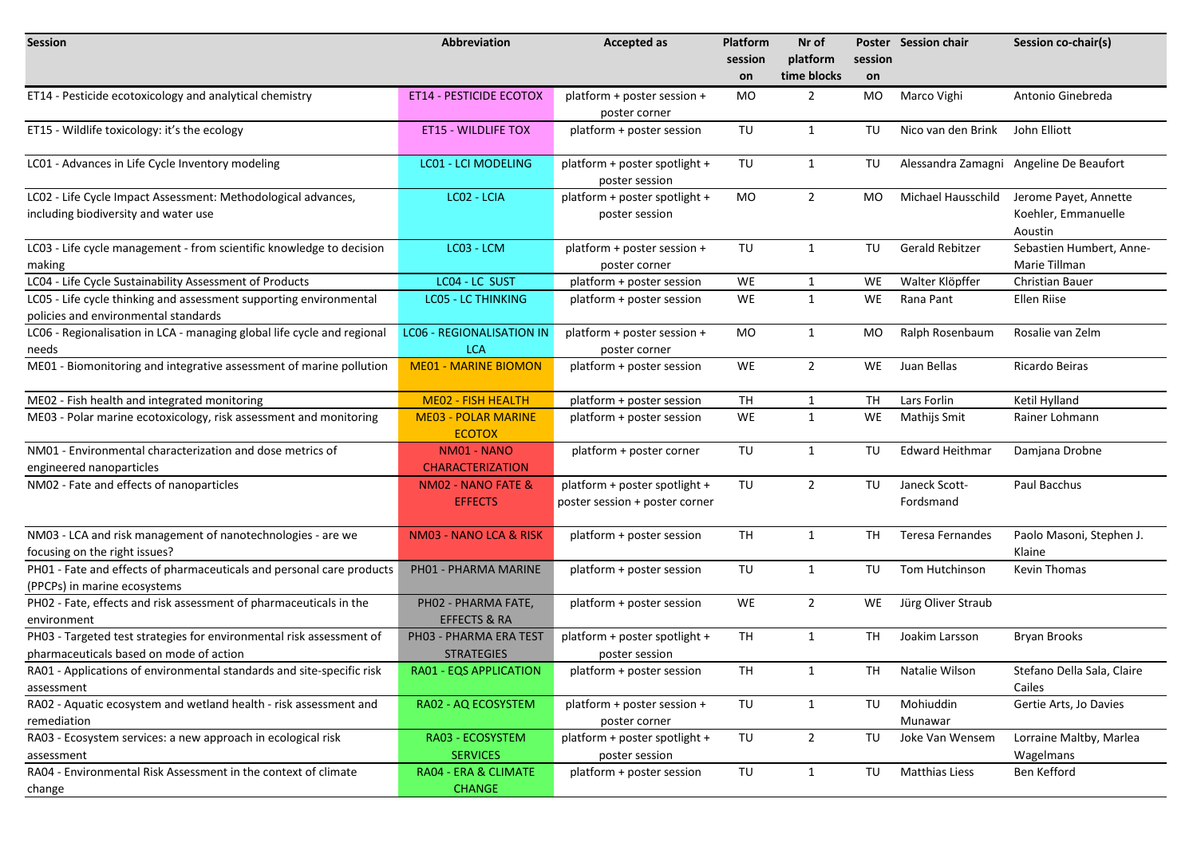| Session | Abbreviation | Accepted as | Platform session on | Nr of platform time blocks | Poster session on | Session chair | Session co-chair(s) |
|---|---|---|---|---|---|---|---|
| ET14 - Pesticide ecotoxicology and analytical chemistry | ET14 - PESTICIDE ECOTOX | platform + poster session + poster corner | MO | 2 | MO | Marco Vighi | Antonio Ginebreda |
| ET15 - Wildlife toxicology: it's the ecology | ET15 - WILDLIFE TOX | platform + poster session | TU | 1 | TU | Nico van den Brink | John Elliott |
| LC01 - Advances in Life Cycle Inventory modeling | LC01 - LCI MODELING | platform + poster spotlight + poster session | TU | 1 | TU | Alessandra Zamagni | Angeline De Beaufort |
| LC02 - Life Cycle Impact Assessment: Methodological advances, including biodiversity and water use | LC02 - LCIA | platform + poster spotlight + poster session | MO | 2 | MO | Michael Hausschild | Jerome Payet, Annette Koehler, Emmanuelle Aoustin |
| LC03 - Life cycle management - from scientific knowledge to decision making | LC03 - LCM | platform + poster session + poster corner | TU | 1 | TU | Gerald Rebitzer | Sebastien Humbert, Anne-Marie Tillman |
| LC04 - Life Cycle Sustainability Assessment of Products | LC04 - LC SUST | platform + poster session | WE | 1 | WE | Walter Klöpffer | Christian Bauer |
| LC05 - Life cycle thinking and assessment supporting environmental policies and environmental standards | LC05 - LC THINKING | platform + poster session | WE | 1 | WE | Rana Pant | Ellen Riise |
| LC06 - Regionalisation in LCA - managing global life cycle and regional needs | LC06 - REGIONALISATION IN LCA | platform + poster session + poster corner | MO | 1 | MO | Ralph Rosenbaum | Rosalie van Zelm |
| ME01 - Biomonitoring and integrative assessment of marine pollution | ME01 - MARINE BIOMON | platform + poster session | WE | 2 | WE | Juan Bellas | Ricardo Beiras |
| ME02 - Fish health and integrated monitoring | ME02 - FISH HEALTH | platform + poster session | TH | 1 | TH | Lars Forlin | Ketil Hylland |
| ME03 - Polar marine ecotoxicology, risk assessment and monitoring | ME03 - POLAR MARINE ECOTOX | platform + poster session | WE | 1 | WE | Mathijs Smit | Rainer Lohmann |
| NM01 - Environmental characterization and dose metrics of engineered nanoparticles | NM01 - NANO CHARACTERIZATION | platform + poster corner | TU | 1 | TU | Edward Heithmar | Damjana Drobne |
| NM02 - Fate and effects of nanoparticles | NM02 - NANO FATE & EFFECTS | platform + poster spotlight + poster session + poster corner | TU | 2 | TU | Janeck Scott-Fordsmand | Paul Bacchus |
| NM03 - LCA and risk management of nanotechnologies - are we focusing on the right issues? | NM03 - NANO LCA & RISK | platform + poster session | TH | 1 | TH | Teresa Fernandes | Paolo Masoni, Stephen J. Klaine |
| PH01 - Fate and effects of pharmaceuticals and personal care products (PPCPs) in marine ecosystems | PH01 - PHARMA MARINE | platform + poster session | TU | 1 | TU | Tom Hutchinson | Kevin Thomas |
| PH02 - Fate, effects and risk assessment of pharmaceuticals in the environment | PH02 - PHARMA FATE, EFFECTS & RA | platform + poster session | WE | 2 | WE | Jürg Oliver Straub | |
| PH03 - Targeted test strategies for environmental risk assessment of pharmaceuticals based on mode of action | PH03 - PHARMA ERA TEST STRATEGIES | platform + poster spotlight + poster session | TH | 1 | TH | Joakim Larsson | Bryan Brooks |
| RA01 - Applications of environmental standards and site-specific risk assessment | RA01 - EQS APPLICATION | platform + poster session | TH | 1 | TH | Natalie Wilson | Stefano Della Sala, Claire Cailes |
| RA02 - Aquatic ecosystem and wetland health - risk assessment and remediation | RA02 - AQ ECOSYSTEM | platform + poster session + poster corner | TU | 1 | TU | Mohiuddin Munawar | Gertie Arts, Jo Davies |
| RA03 - Ecosystem services: a new approach in ecological risk assessment | RA03 - ECOSYSTEM SERVICES | platform + poster spotlight + poster session | TU | 2 | TU | Joke Van Wensem | Lorraine Maltby, Marlea Wagelmans |
| RA04 - Environmental Risk Assessment in the context of climate change | RA04 - ERA & CLIMATE CHANGE | platform + poster session | TU | 1 | TU | Matthias Liess | Ben Kefford |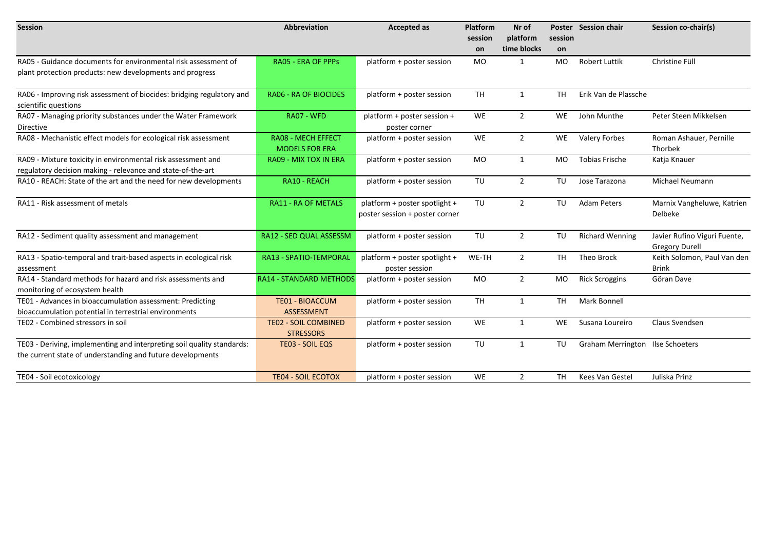| Session | Abbreviation | Accepted as | Platform session on | Nr of platform time blocks | Poster session on | Session chair | Session co-chair(s) |
|---|---|---|---|---|---|---|---|
| RA05 - Guidance documents for environmental risk assessment of plant protection products: new developments and progress | RA05 - ERA OF PPPs | platform + poster session | MO | 1 | MO | Robert Luttik | Christine Füll |
| RA06 - Improving risk assessment of biocides: bridging regulatory and scientific questions | RA06 - RA OF BIOCIDES | platform + poster session | TH | 1 | TH | Erik Van de Plassche | |
| RA07 - Managing priority substances under the Water Framework Directive | RA07 - WFD | platform + poster session + poster corner | WE | 2 | WE | John Munthe | Peter Steen Mikkelsen |
| RA08 - Mechanistic effect models for ecological risk assessment | RA08 - MECH EFFECT MODELS FOR ERA | platform + poster session | WE | 2 | WE | Valery Forbes | Roman Ashauer, Pernille Thorbek |
| RA09 - Mixture toxicity in environmental risk assessment and regulatory decision making - relevance and state-of-the-art | RA09 - MIX TOX IN ERA | platform + poster session | MO | 1 | MO | Tobias Frische | Katja Knauer |
| RA10 - REACH: State of the art and the need for new developments | RA10 - REACH | platform + poster session | TU | 2 | TU | Jose Tarazona | Michael Neumann |
| RA11 - Risk assessment of metals | RA11 - RA OF METALS | platform + poster spotlight + poster session + poster corner | TU | 2 | TU | Adam Peters | Marnix Vangheluwe, Katrien Delbeke |
| RA12 - Sediment quality assessment and management | RA12 - SED QUAL ASSESSM | platform + poster session | TU | 2 | TU | Richard Wenning | Javier Rufino Viguri Fuente, Gregory Durell |
| RA13 - Spatio-temporal and trait-based aspects in ecological risk assessment | RA13 - SPATIO-TEMPORAL | platform + poster spotlight + poster session | WE-TH | 2 | TH | Theo Brock | Keith Solomon, Paul Van den Brink |
| RA14 - Standard methods for hazard and risk assessments and monitoring of ecosystem health | RA14 - STANDARD METHODS | platform + poster session | MO | 2 | MO | Rick Scroggins | Göran Dave |
| TE01 - Advances in bioaccumulation assessment: Predicting bioaccumulation potential in terrestrial environments | TE01 - BIOACCUM ASSESSMENT | platform + poster session | TH | 1 | TH | Mark Bonnell | |
| TE02 - Combined stressors in soil | TE02 - SOIL COMBINED STRESSORS | platform + poster session | WE | 1 | WE | Susana Loureiro | Claus Svendsen |
| TE03 - Deriving, implementing and interpreting soil quality standards: the current state of understanding and future developments | TE03 - SOIL EQS | platform + poster session | TU | 1 | TU | Graham Merrington | Ilse Schoeters |
| TE04 - Soil ecotoxicology | TE04 - SOIL ECOTOX | platform + poster session | WE | 2 | TH | Kees Van Gestel | Juliska Prinz |